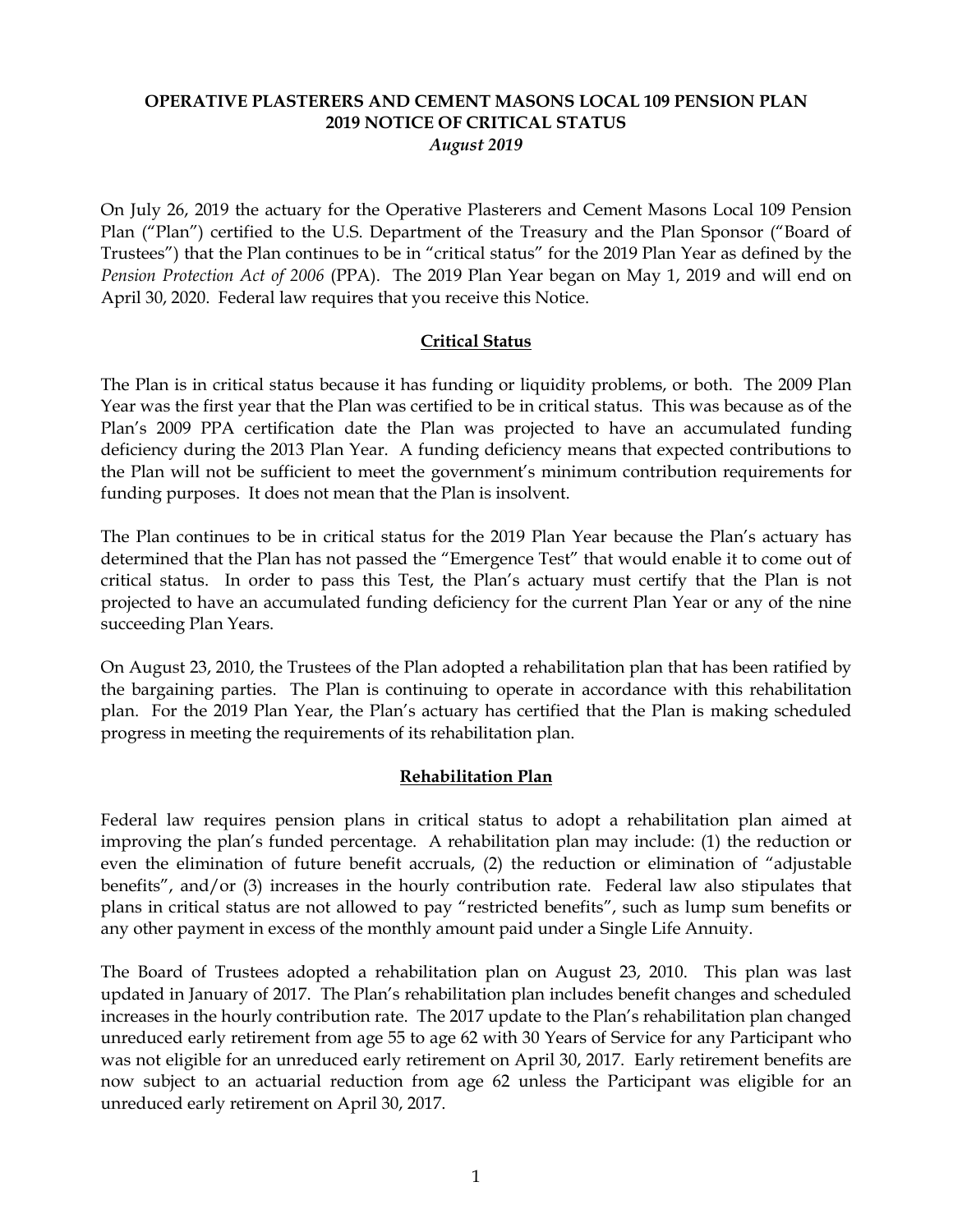# OPERATIVE PLASTERERS AND CEMENT MASONS LOCAL 109 PENSION PLAN
# 2019 NOTICE OF CRITICAL STATUS

*August 2019*

On July 26, 2019 the actuary for the Operative Plasterers and Cement Masons Local 109 Pension Plan ("Plan") certified to the U.S. Department of the Treasury and the Plan Sponsor ("Board of Trustees") that the Plan continues to be in "critical status" for the 2019 Plan Year as defined by the *Pension Protection Act of 2006* (PPA). The 2019 Plan Year began on May 1, 2019 and will end on April 30, 2020. Federal law requires that you receive this Notice.

## Critical Status

The Plan is in critical status because it has funding or liquidity problems, or both. The 2009 Plan Year was the first year that the Plan was certified to be in critical status. This was because as of the Plan's 2009 PPA certification date the Plan was projected to have an accumulated funding deficiency during the 2013 Plan Year. A funding deficiency means that expected contributions to the Plan will not be sufficient to meet the government's minimum contribution requirements for funding purposes. It does not mean that the Plan is insolvent.

The Plan continues to be in critical status for the 2019 Plan Year because the Plan's actuary has determined that the Plan has not passed the "Emergence Test" that would enable it to come out of critical status. In order to pass this Test, the Plan's actuary must certify that the Plan is not projected to have an accumulated funding deficiency for the current Plan Year or any of the nine succeeding Plan Years.

On August 23, 2010, the Trustees of the Plan adopted a rehabilitation plan that has been ratified by the bargaining parties. The Plan is continuing to operate in accordance with this rehabilitation plan. For the 2019 Plan Year, the Plan's actuary has certified that the Plan is making scheduled progress in meeting the requirements of its rehabilitation plan.

## Rehabilitation Plan

Federal law requires pension plans in critical status to adopt a rehabilitation plan aimed at improving the plan's funded percentage. A rehabilitation plan may include: (1) the reduction or even the elimination of future benefit accruals, (2) the reduction or elimination of "adjustable benefits", and/or (3) increases in the hourly contribution rate. Federal law also stipulates that plans in critical status are not allowed to pay "restricted benefits", such as lump sum benefits or any other payment in excess of the monthly amount paid under a Single Life Annuity.

The Board of Trustees adopted a rehabilitation plan on August 23, 2010. This plan was last updated in January of 2017. The Plan's rehabilitation plan includes benefit changes and scheduled increases in the hourly contribution rate. The 2017 update to the Plan's rehabilitation plan changed unreduced early retirement from age 55 to age 62 with 30 Years of Service for any Participant who was not eligible for an unreduced early retirement on April 30, 2017. Early retirement benefits are now subject to an actuarial reduction from age 62 unless the Participant was eligible for an unreduced early retirement on April 30, 2017.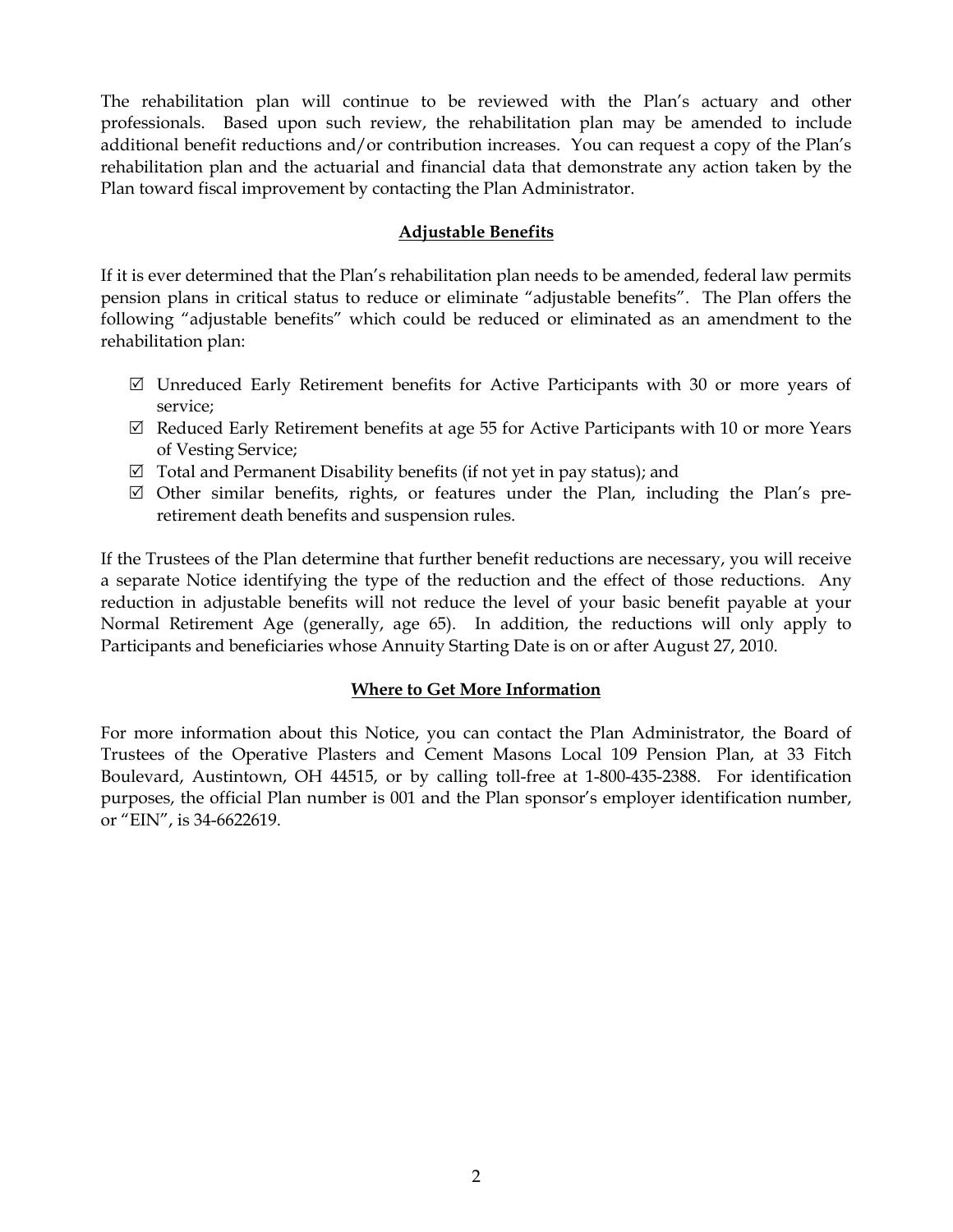The rehabilitation plan will continue to be reviewed with the Plan's actuary and other professionals. Based upon such review, the rehabilitation plan may be amended to include additional benefit reductions and/or contribution increases. You can request a copy of the Plan's rehabilitation plan and the actuarial and financial data that demonstrate any action taken by the Plan toward fiscal improvement by contacting the Plan Administrator.

## Adjustable Benefits

If it is ever determined that the Plan's rehabilitation plan needs to be amended, federal law permits pension plans in critical status to reduce or eliminate "adjustable benefits". The Plan offers the following "adjustable benefits" which could be reduced or eliminated as an amendment to the rehabilitation plan:

- ☑ Unreduced Early Retirement benefits for Active Participants with 30 or more years of service;
- ☑ Reduced Early Retirement benefits at age 55 for Active Participants with 10 or more Years of Vesting Service;
- ☑ Total and Permanent Disability benefits (if not yet in pay status); and
- ☑ Other similar benefits, rights, or features under the Plan, including the Plan's pre-retirement death benefits and suspension rules.

If the Trustees of the Plan determine that further benefit reductions are necessary, you will receive a separate Notice identifying the type of the reduction and the effect of those reductions. Any reduction in adjustable benefits will not reduce the level of your basic benefit payable at your Normal Retirement Age (generally, age 65). In addition, the reductions will only apply to Participants and beneficiaries whose Annuity Starting Date is on or after August 27, 2010.

## Where to Get More Information

For more information about this Notice, you can contact the Plan Administrator, the Board of Trustees of the Operative Plasters and Cement Masons Local 109 Pension Plan, at 33 Fitch Boulevard, Austintown, OH 44515, or by calling toll-free at 1-800-435-2388. For identification purposes, the official Plan number is 001 and the Plan sponsor's employer identification number, or "EIN", is 34-6622619.